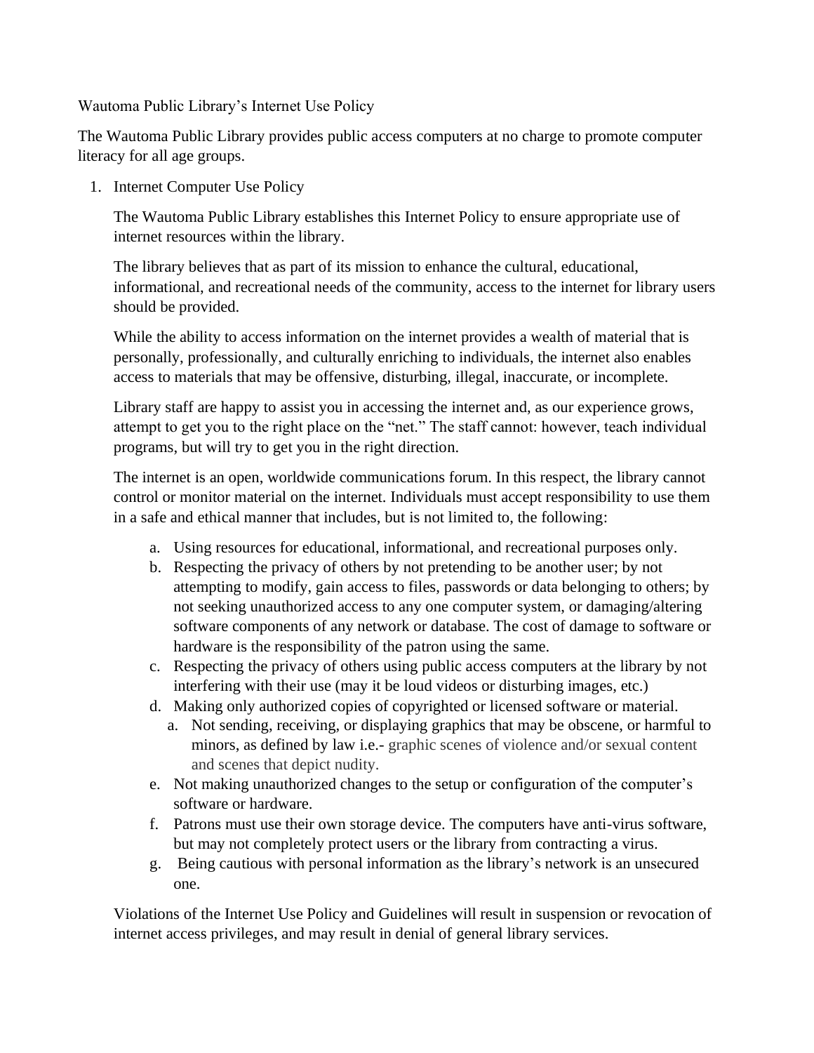Wautoma Public Library's Internet Use Policy

The Wautoma Public Library provides public access computers at no charge to promote computer literacy for all age groups.

1. Internet Computer Use Policy

   The Wautoma Public Library establishes this Internet Policy to ensure appropriate use of internet resources within the library.

   The library believes that as part of its mission to enhance the cultural, educational, informational, and recreational needs of the community, access to the internet for library users should be provided.

   While the ability to access information on the internet provides a wealth of material that is personally, professionally, and culturally enriching to individuals, the internet also enables access to materials that may be offensive, disturbing, illegal, inaccurate, or incomplete.

   Library staff are happy to assist you in accessing the internet and, as our experience grows, attempt to get you to the right place on the "net." The staff cannot: however, teach individual programs, but will try to get you in the right direction.

   The internet is an open, worldwide communications forum. In this respect, the library cannot control or monitor material on the internet. Individuals must accept responsibility to use them in a safe and ethical manner that includes, but is not limited to, the following:

   a. Using resources for educational, informational, and recreational purposes only.
   b. Respecting the privacy of others by not pretending to be another user; by not attempting to modify, gain access to files, passwords or data belonging to others; by not seeking unauthorized access to any one computer system, or damaging/altering software components of any network or database. The cost of damage to software or hardware is the responsibility of the patron using the same.
   c. Respecting the privacy of others using public access computers at the library by not interfering with their use (may it be loud videos or disturbing images, etc.)
   d. Making only authorized copies of copyrighted or licensed software or material.
      a. Not sending, receiving, or displaying graphics that may be obscene, or harmful to minors, as defined by law i.e.- graphic scenes of violence and/or sexual content and scenes that depict nudity.
   e. Not making unauthorized changes to the setup or configuration of the computer's software or hardware.
   f. Patrons must use their own storage device. The computers have anti-virus software, but may not completely protect users or the library from contracting a virus.
   g. Being cautious with personal information as the library's network is an unsecured one.

   Violations of the Internet Use Policy and Guidelines will result in suspension or revocation of internet access privileges, and may result in denial of general library services.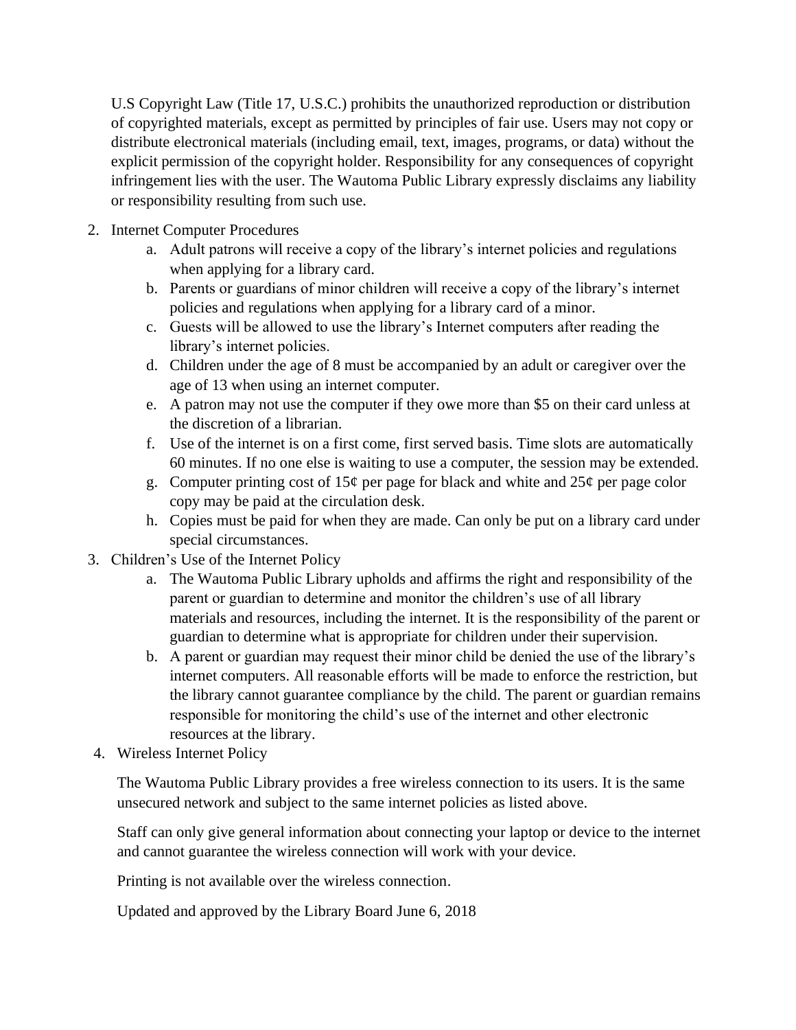U.S Copyright Law (Title 17, U.S.C.) prohibits the unauthorized reproduction or distribution of copyrighted materials, except as permitted by principles of fair use. Users may not copy or distribute electronical materials (including email, text, images, programs, or data) without the explicit permission of the copyright holder. Responsibility for any consequences of copyright infringement lies with the user. The Wautoma Public Library expressly disclaims any liability or responsibility resulting from such use.

2. Internet Computer Procedures
    a. Adult patrons will receive a copy of the library's internet policies and regulations when applying for a library card.
    b. Parents or guardians of minor children will receive a copy of the library's internet policies and regulations when applying for a library card of a minor.
    c. Guests will be allowed to use the library's Internet computers after reading the library's internet policies.
    d. Children under the age of 8 must be accompanied by an adult or caregiver over the age of 13 when using an internet computer.
    e. A patron may not use the computer if they owe more than $5 on their card unless at the discretion of a librarian.
    f. Use of the internet is on a first come, first served basis. Time slots are automatically 60 minutes. If no one else is waiting to use a computer, the session may be extended.
    g. Computer printing cost of 15¢ per page for black and white and 25¢ per page color copy may be paid at the circulation desk.
    h. Copies must be paid for when they are made. Can only be put on a library card under special circumstances.
3. Children's Use of the Internet Policy
    a. The Wautoma Public Library upholds and affirms the right and responsibility of the parent or guardian to determine and monitor the children's use of all library materials and resources, including the internet. It is the responsibility of the parent or guardian to determine what is appropriate for children under their supervision.
    b. A parent or guardian may request their minor child be denied the use of the library's internet computers. All reasonable efforts will be made to enforce the restriction, but the library cannot guarantee compliance by the child. The parent or guardian remains responsible for monitoring the child's use of the internet and other electronic resources at the library.
4. Wireless Internet Policy

    The Wautoma Public Library provides a free wireless connection to its users. It is the same unsecured network and subject to the same internet policies as listed above.

    Staff can only give general information about connecting your laptop or device to the internet and cannot guarantee the wireless connection will work with your device.

    Printing is not available over the wireless connection.

    Updated and approved by the Library Board June 6, 2018